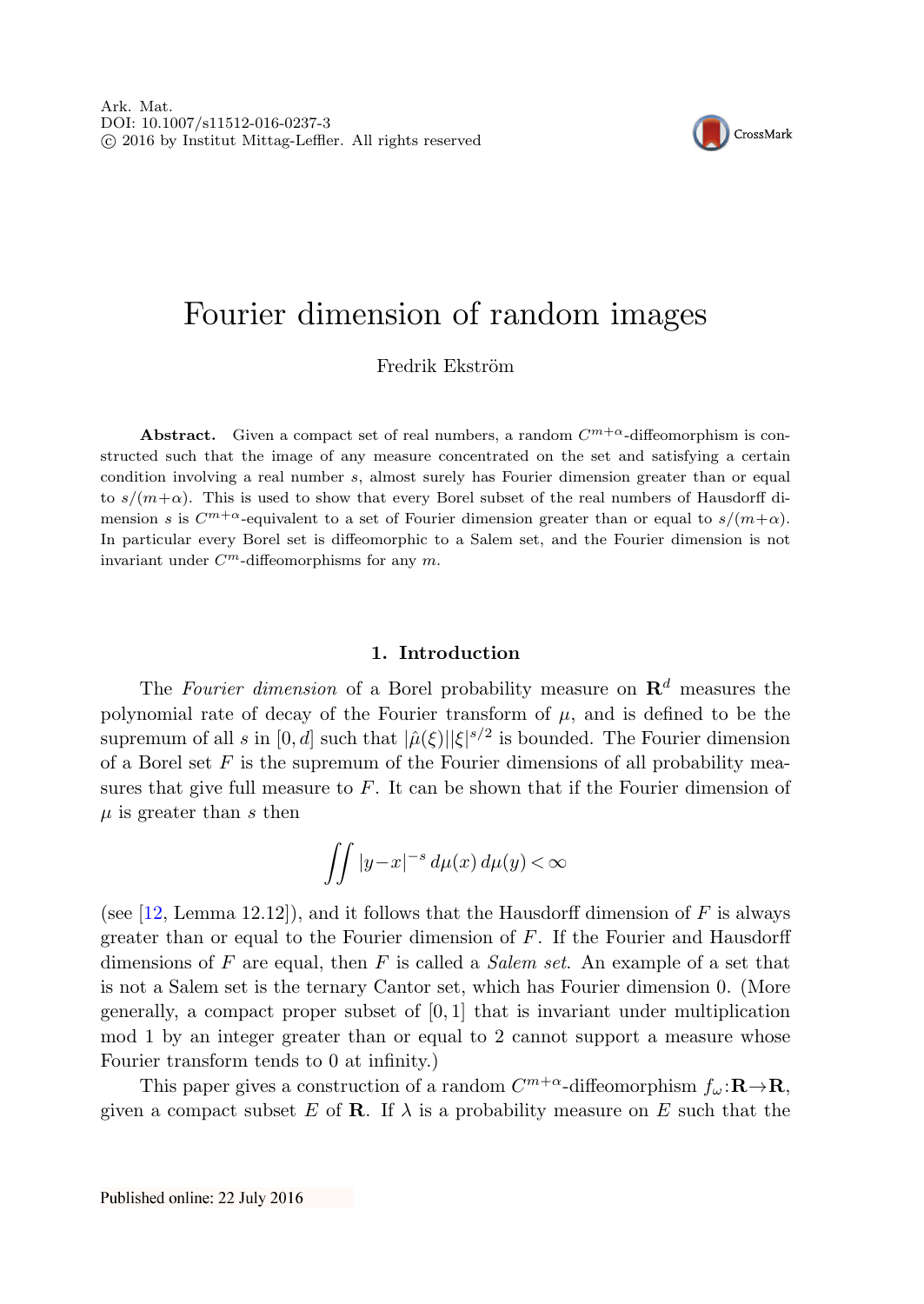# Fourier dimension of random images

Fredrik Ekström

**Abstract.** Given a compact set of real numbers, a random $C^{m+\alpha}$-diffeomorphism is constructed such that the image of any measure concentrated on the set and satisfying a certain condition involving a real number $s$, almost surely has Fourier dimension greater than or equal to $s/(m+\alpha)$. This is used to show that every Borel subset of the real numbers of Hausdorff dimension $s$ is $C^{m+\alpha}$-equivalent to a set of Fourier dimension greater than or equal to $s/(m+\alpha)$. In particular every Borel set is diffeomorphic to a Salem set, and the Fourier dimension is not invariant under $C^m$-diffeomorphisms for any $m$.

## 1. Introduction

The *Fourier dimension* of a Borel probability measure on $\mathbf{R}^d$ measures the polynomial rate of decay of the Fourier transform of $\mu$, and is defined to be the supremum of all $s$ in $[0,d]$ such that $|\hat{\mu}(\xi)||\xi|^{s/2}$ is bounded. The Fourier dimension of a Borel set $F$ is the supremum of the Fourier dimensions of all probability measures that give full measure to $F$. It can be shown that if the Fourier dimension of $\mu$ is greater than $s$ then

$$\iint |y-x|^{-s}\, d\mu(x)\, d\mu(y) < \infty$$

(see [12, Lemma 12.12]), and it follows that the Hausdorff dimension of $F$ is always greater than or equal to the Fourier dimension of $F$. If the Fourier and Hausdorff dimensions of $F$ are equal, then $F$ is called a *Salem set*. An example of a set that is not a Salem set is the ternary Cantor set, which has Fourier dimension 0. (More generally, a compact proper subset of $[0,1]$ that is invariant under multiplication mod 1 by an integer greater than or equal to 2 cannot support a measure whose Fourier transform tends to 0 at infinity.)

This paper gives a construction of a random $C^{m+\alpha}$-diffeomorphism $f_\omega : \mathbf{R} \to \mathbf{R}$, given a compact subset $E$ of $\mathbf{R}$. If $\lambda$ is a probability measure on $E$ such that the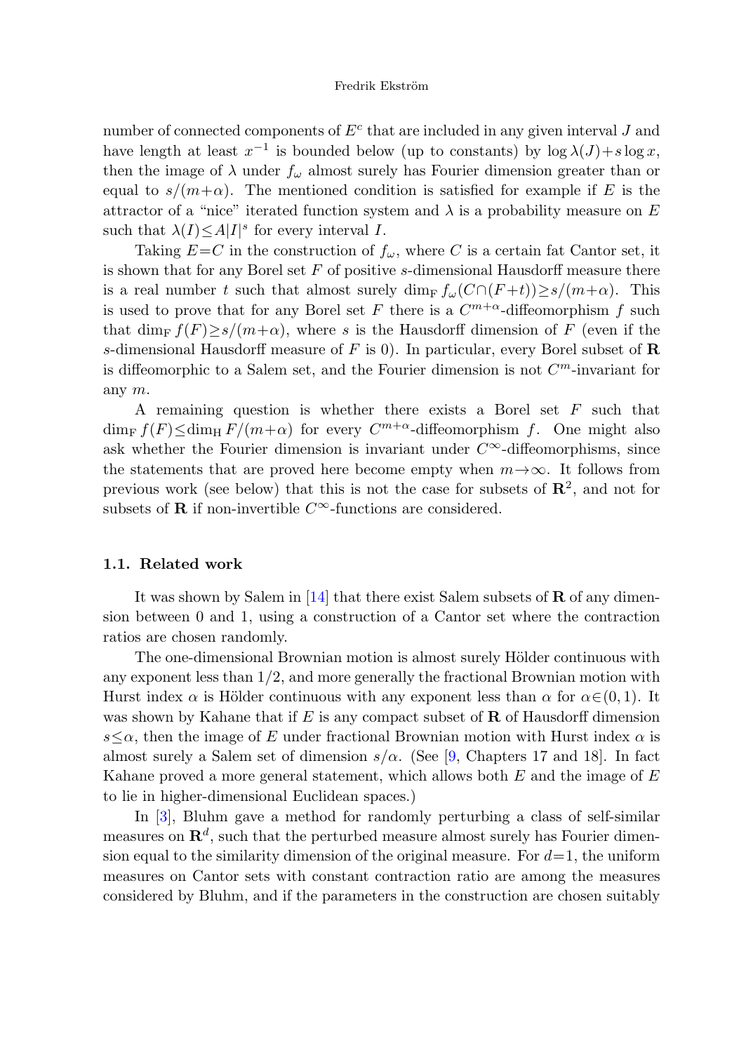number of connected components of $E^c$ that are included in any given interval $J$ and have length at least $x^{-1}$ is bounded below (up to constants) by $\log \lambda(J) + s \log x$, then the image of $\lambda$ under $f_\omega$ almost surely has Fourier dimension greater than or equal to $s/(m+\alpha)$. The mentioned condition is satisfied for example if $E$ is the attractor of a "nice" iterated function system and $\lambda$ is a probability measure on $E$ such that $\lambda(I) \le A|I|^s$ for every interval $I$.

Taking $E=C$ in the construction of $f_\omega$, where $C$ is a certain fat Cantor set, it is shown that for any Borel set $F$ of positive $s$-dimensional Hausdorff measure there is a real number $t$ such that almost surely $\dim_{\mathrm{F}} f_\omega(C \cap (F+t)) \ge s/(m+\alpha)$. This is used to prove that for any Borel set $F$ there is a $C^{m+\alpha}$-diffeomorphism $f$ such that $\dim_{\mathrm{F}} f(F) \ge s/(m+\alpha)$, where $s$ is the Hausdorff dimension of $F$ (even if the $s$-dimensional Hausdorff measure of $F$ is 0). In particular, every Borel subset of $\mathbf{R}$ is diffeomorphic to a Salem set, and the Fourier dimension is not $C^m$-invariant for any $m$.

A remaining question is whether there exists a Borel set $F$ such that $\dim_{\mathrm{F}} f(F) \le \dim_{\mathrm{H}} F/(m+\alpha)$ for every $C^{m+\alpha}$-diffeomorphism $f$. One might also ask whether the Fourier dimension is invariant under $C^\infty$-diffeomorphisms, since the statements that are proved here become empty when $m \to \infty$. It follows from previous work (see below) that this is not the case for subsets of $\mathbf{R}^2$, and not for subsets of $\mathbf{R}$ if non-invertible $C^\infty$-functions are considered.

### 1.1. Related work

It was shown by Salem in [14] that there exist Salem subsets of $\mathbf{R}$ of any dimension between 0 and 1, using a construction of a Cantor set where the contraction ratios are chosen randomly.

The one-dimensional Brownian motion is almost surely Hölder continuous with any exponent less than $1/2$, and more generally the fractional Brownian motion with Hurst index $\alpha$ is Hölder continuous with any exponent less than $\alpha$ for $\alpha \in (0,1)$. It was shown by Kahane that if $E$ is any compact subset of $\mathbf{R}$ of Hausdorff dimension $s \le \alpha$, then the image of $E$ under fractional Brownian motion with Hurst index $\alpha$ is almost surely a Salem set of dimension $s/\alpha$. (See [9, Chapters 17 and 18]. In fact Kahane proved a more general statement, which allows both $E$ and the image of $E$ to lie in higher-dimensional Euclidean spaces.)

In [3], Bluhm gave a method for randomly perturbing a class of self-similar measures on $\mathbf{R}^d$, such that the perturbed measure almost surely has Fourier dimension equal to the similarity dimension of the original measure. For $d=1$, the uniform measures on Cantor sets with constant contraction ratio are among the measures considered by Bluhm, and if the parameters in the construction are chosen suitably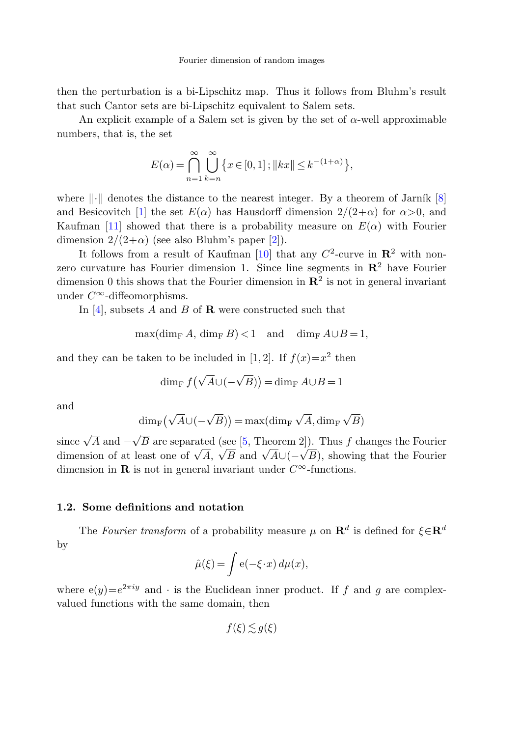then the perturbation is a bi-Lipschitz map. Thus it follows from Bluhm's result that such Cantor sets are bi-Lipschitz equivalent to Salem sets.

An explicit example of a Salem set is given by the set of $\alpha$-well approximable numbers, that is, the set

$$E(\alpha)=\bigcap_{n=1}^{\infty}\bigcup_{k=n}^{\infty}\{x\in[0,1]\,;\|kx\|\le k^{-(1+\alpha)}\},$$

where $\|\cdot\|$ denotes the distance to the nearest integer. By a theorem of Jarník [8] and Besicovitch [1] the set $E(\alpha)$ has Hausdorff dimension $2/(2+\alpha)$ for $\alpha>0$, and Kaufman [11] showed that there is a probability measure on $E(\alpha)$ with Fourier dimension $2/(2+\alpha)$ (see also Bluhm's paper [2]).

It follows from a result of Kaufman [10] that any $C^2$-curve in $\mathbf{R}^2$ with non-zero curvature has Fourier dimension 1. Since line segments in $\mathbf{R}^2$ have Fourier dimension 0 this shows that the Fourier dimension in $\mathbf{R}^2$ is not in general invariant under $C^\infty$-diffeomorphisms.

In [4], subsets $A$ and $B$ of $\mathbf{R}$ were constructed such that

$$\max(\dim_{\mathrm{F}} A, \dim_{\mathrm{F}} B)<1 \quad \text{and} \quad \dim_{\mathrm{F}} A\cup B=1,$$

and they can be taken to be included in $[1,2]$. If $f(x)=x^2$ then

$$\dim_{\mathrm{F}} f\big(\sqrt{A}\cup(-\sqrt{B})\big)=\dim_{\mathrm{F}} A\cup B=1$$

and

$$\dim_{\mathrm{F}}\big(\sqrt{A}\cup(-\sqrt{B})\big)=\max(\dim_{\mathrm{F}}\sqrt{A},\dim_{\mathrm{F}}\sqrt{B})$$

since $\sqrt{A}$ and $-\sqrt{B}$ are separated (see [5, Theorem 2]). Thus $f$ changes the Fourier dimension of at least one of $\sqrt{A}$, $\sqrt{B}$ and $\sqrt{A}\cup(-\sqrt{B})$, showing that the Fourier dimension in $\mathbf{R}$ is not in general invariant under $C^\infty$-functions.

### 1.2. Some definitions and notation

The *Fourier transform* of a probability measure $\mu$ on $\mathbf{R}^d$ is defined for $\xi\in\mathbf{R}^d$ by

$$\hat{\mu}(\xi)=\int \mathrm{e}(-\xi\cdot x)\,d\mu(x),$$

where $\mathrm{e}(y)=e^{2\pi i y}$ and $\cdot$ is the Euclidean inner product. If $f$ and $g$ are complex-valued functions with the same domain, then

$$f(\xi)\lesssim g(\xi)$$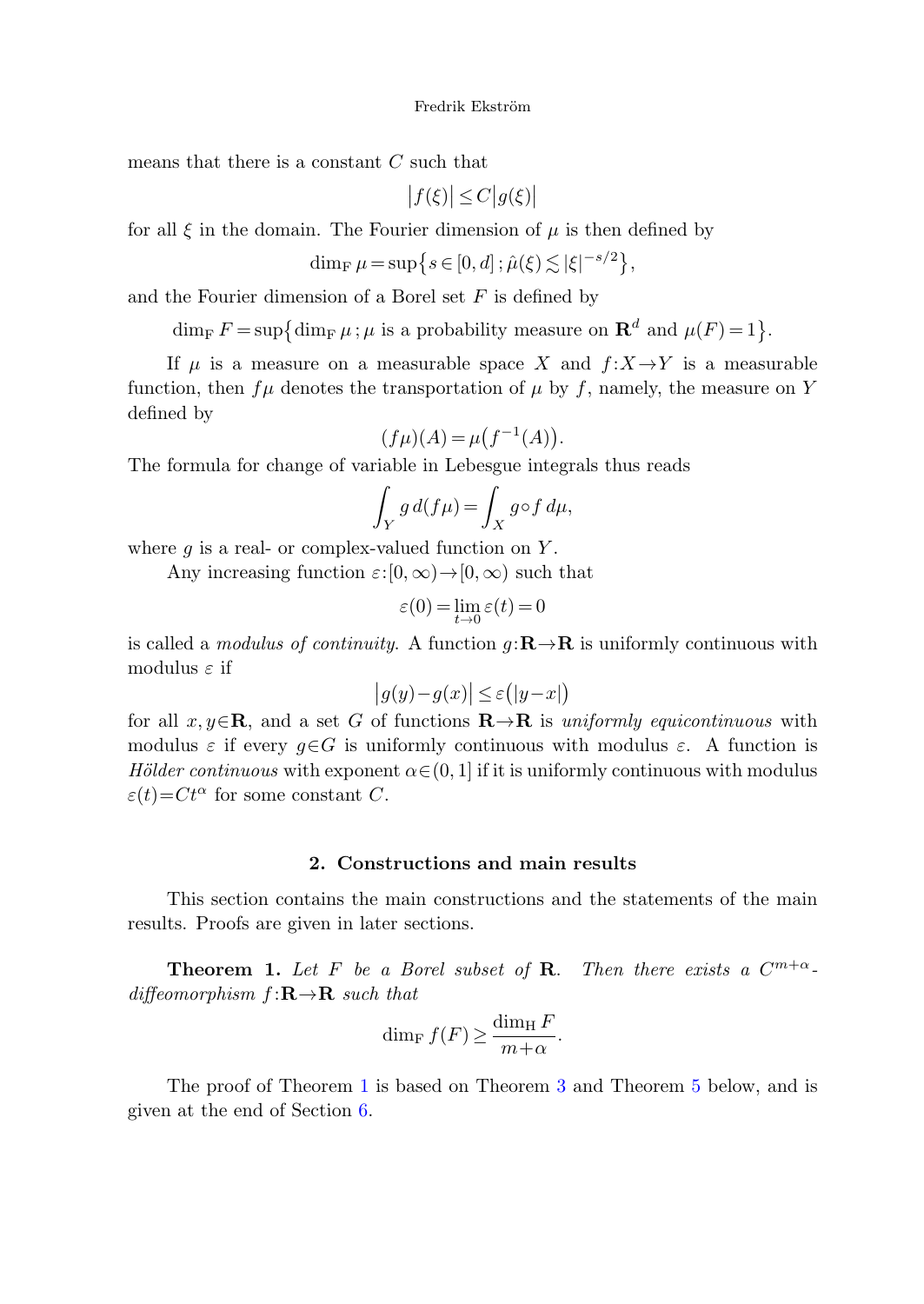means that there is a constant $C$ such that

$$\left|f(\xi)\right| \leq C\left|g(\xi)\right|$$

for all $\xi$ in the domain. The Fourier dimension of $\mu$ is then defined by

$$\dim_{\mathrm{F}} \mu = \sup\left\{s \in [0,d]\,;\, \hat{\mu}(\xi) \lesssim |\xi|^{-s/2}\right\},$$

and the Fourier dimension of a Borel set $F$ is defined by

$$\dim_{\mathrm{F}} F = \sup\left\{\dim_{\mathrm{F}} \mu\,;\, \mu \text{ is a probability measure on } \mathbf{R}^d \text{ and } \mu(F) = 1\right\}.$$

If $\mu$ is a measure on a measurable space $X$ and $f\colon X \to Y$ is a measurable function, then $f\mu$ denotes the transportation of $\mu$ by $f$, namely, the measure on $Y$ defined by

$$(f\mu)(A) = \mu\big(f^{-1}(A)\big).$$

The formula for change of variable in Lebesgue integrals thus reads

$$\int_Y g\, d(f\mu) = \int_X g \circ f\, d\mu,$$

where $g$ is a real- or complex-valued function on $Y$.

Any increasing function $\varepsilon\colon[0,\infty) \to [0,\infty)$ such that

$$\varepsilon(0) = \lim_{t\to 0} \varepsilon(t) = 0$$

is called a *modulus of continuity*. A function $g\colon\mathbf{R} \to \mathbf{R}$ is uniformly continuous with modulus $\varepsilon$ if

$$\left|g(y) - g(x)\right| \leq \varepsilon\big(|y-x|\big)$$

for all $x, y \in \mathbf{R}$, and a set $G$ of functions $\mathbf{R} \to \mathbf{R}$ is *uniformly equicontinuous* with modulus $\varepsilon$ if every $g \in G$ is uniformly continuous with modulus $\varepsilon$. A function is *Hölder continuous* with exponent $\alpha \in (0,1]$ if it is uniformly continuous with modulus $\varepsilon(t) = Ct^{\alpha}$ for some constant $C$.

## 2. Constructions and main results

This section contains the main constructions and the statements of the main results. Proofs are given in later sections.

**Theorem 1.** *Let $F$ be a Borel subset of $\mathbf{R}$. Then there exists a $C^{m+\alpha}$-diffeomorphism $f\colon\mathbf{R} \to \mathbf{R}$ such that*

$$\dim_{\mathrm{F}} f(F) \geq \frac{\dim_{\mathrm{H}} F}{m+\alpha}.$$

The proof of Theorem 1 is based on Theorem 3 and Theorem 5 below, and is given at the end of Section 6.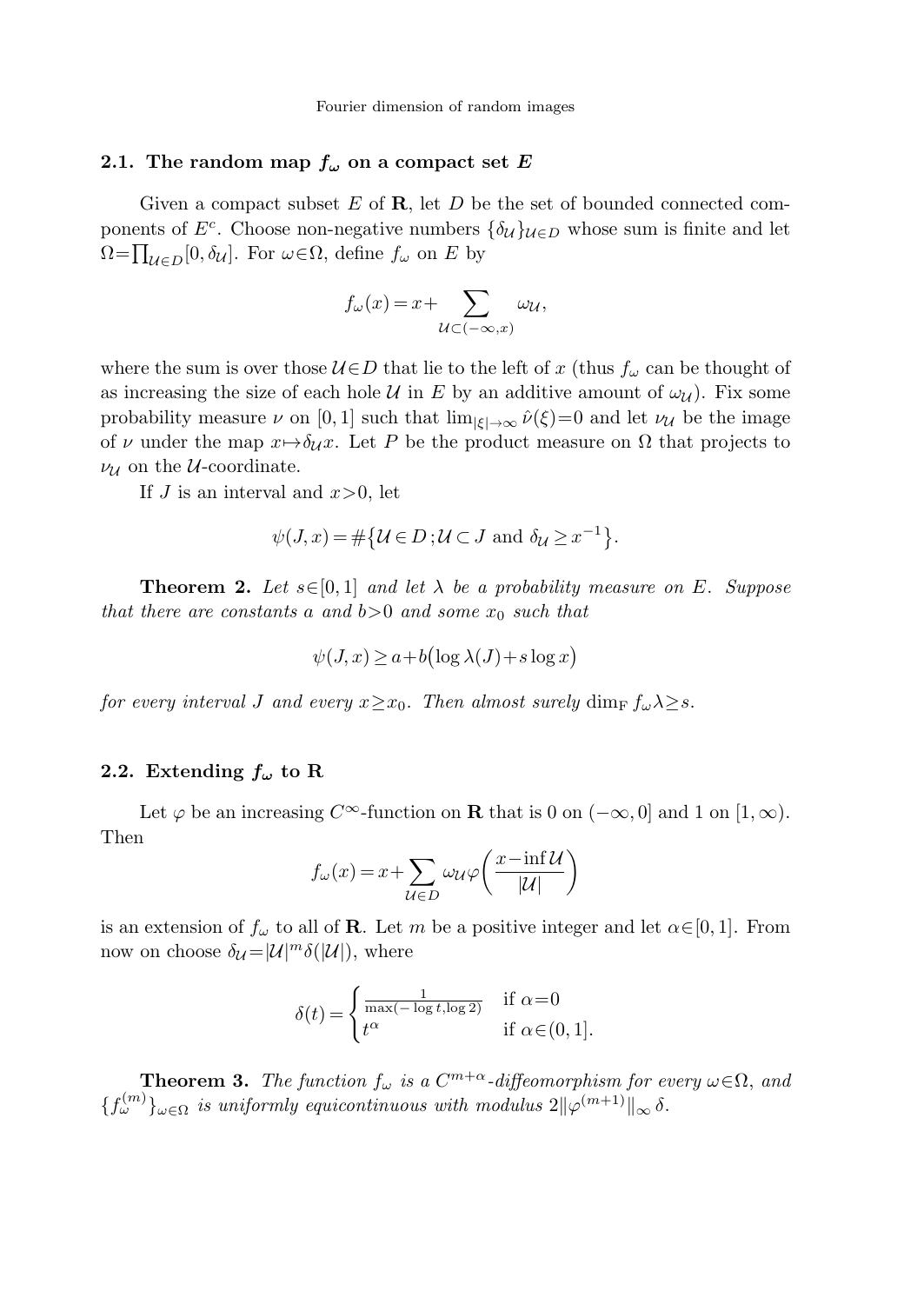### 2.1. The random map $f_\omega$ on a compact set $E$

Given a compact subset $E$ of $\mathbf{R}$, let $D$ be the set of bounded connected components of $E^c$. Choose non-negative numbers $\{\delta_\mathcal{U}\}_{\mathcal{U}\in D}$ whose sum is finite and let $\Omega=\prod_{\mathcal{U}\in D}[0,\delta_\mathcal{U}]$. For $\omega\in\Omega$, define $f_\omega$ on $E$ by

$$f_\omega(x) = x + \sum_{\mathcal{U}\subset(-\infty,x)} \omega_\mathcal{U},$$

where the sum is over those $\mathcal{U}\in D$ that lie to the left of $x$ (thus $f_\omega$ can be thought of as increasing the size of each hole $\mathcal{U}$ in $E$ by an additive amount of $\omega_\mathcal{U}$). Fix some probability measure $\nu$ on $[0,1]$ such that $\lim_{|\xi|\to\infty}\hat{\nu}(\xi)=0$ and let $\nu_\mathcal{U}$ be the image of $\nu$ under the map $x\mapsto\delta_\mathcal{U}x$. Let $P$ be the product measure on $\Omega$ that projects to $\nu_\mathcal{U}$ on the $\mathcal{U}$-coordinate.

If $J$ is an interval and $x>0$, let

$$\psi(J,x) = \#\{\mathcal{U}\in D\,;\mathcal{U}\subset J \text{ and } \delta_\mathcal{U}\geq x^{-1}\}.$$

**Theorem 2.** *Let $s\in[0,1]$ and let $\lambda$ be a probability measure on $E$. Suppose that there are constants $a$ and $b>0$ and some $x_0$ such that*

$$\psi(J,x) \geq a + b\big(\log\lambda(J) + s\log x\big)$$

*for every interval $J$ and every $x\geq x_0$. Then almost surely $\dim_\mathrm{F} f_\omega\lambda\geq s$.*

### 2.2. Extending $f_\omega$ to $\mathbf{R}$

Let $\varphi$ be an increasing $C^\infty$-function on $\mathbf{R}$ that is 0 on $(-\infty,0]$ and 1 on $[1,\infty)$. Then

$$f_\omega(x) = x + \sum_{\mathcal{U}\in D}\omega_\mathcal{U}\varphi\bigg(\frac{x-\inf\mathcal{U}}{|\mathcal{U}|}\bigg)$$

is an extension of $f_\omega$ to all of $\mathbf{R}$. Let $m$ be a positive integer and let $\alpha\in[0,1]$. From now on choose $\delta_\mathcal{U}=|\mathcal{U}|^m\delta(|\mathcal{U}|)$, where

$$\delta(t) = \begin{cases} \frac{1}{\max(-\log t, \log 2)} & \text{if } \alpha=0 \\ t^\alpha & \text{if } \alpha\in(0,1]. \end{cases}$$

**Theorem 3.** *The function $f_\omega$ is a $C^{m+\alpha}$-diffeomorphism for every $\omega\in\Omega$, and $\{f_\omega^{(m)}\}_{\omega\in\Omega}$ is uniformly equicontinuous with modulus $2\|\varphi^{(m+1)}\|_\infty\,\delta$.*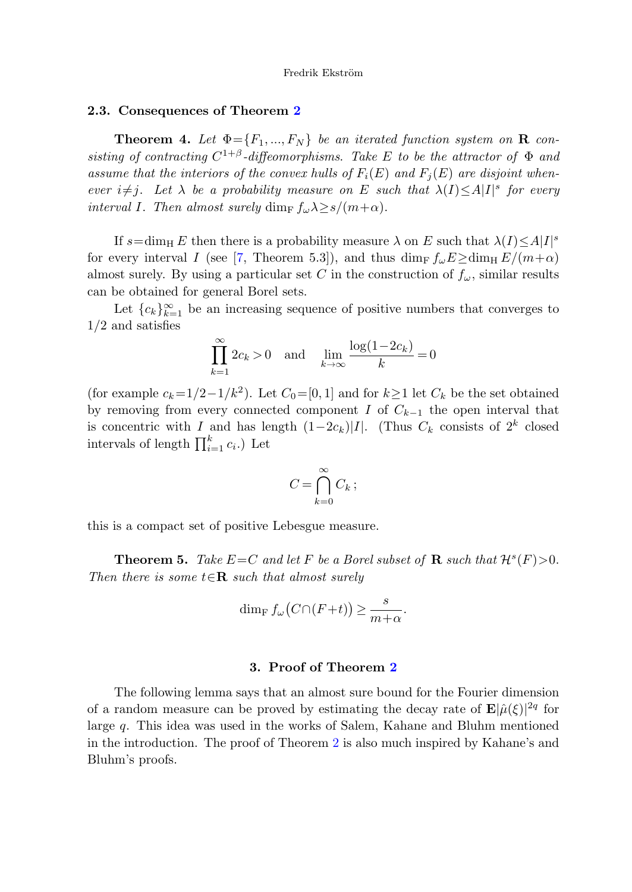### 2.3. Consequences of Theorem 2

**Theorem 4.** *Let $\Phi = \{F_1, ..., F_N\}$ be an iterated function system on $\mathbf{R}$ consisting of contracting $C^{1+\beta}$-diffeomorphisms. Take $E$ to be the attractor of $\Phi$ and assume that the interiors of the convex hulls of $F_i(E)$ and $F_j(E)$ are disjoint whenever $i \neq j$. Let $\lambda$ be a probability measure on $E$ such that $\lambda(I) \leq A|I|^s$ for every interval $I$. Then almost surely $\dim_{\mathrm{F}} f_\omega \lambda \geq s/(m+\alpha)$.*

If $s = \dim_{\mathrm{H}} E$ then there is a probability measure $\lambda$ on $E$ such that $\lambda(I) \leq A|I|^s$ for every interval $I$ (see [7, Theorem 5.3]), and thus $\dim_{\mathrm{F}} f_\omega E \geq \dim_{\mathrm{H}} E/(m+\alpha)$ almost surely. By using a particular set $C$ in the construction of $f_\omega$, similar results can be obtained for general Borel sets.

Let $\{c_k\}_{k=1}^{\infty}$ be an increasing sequence of positive numbers that converges to $1/2$ and satisfies

$$\prod_{k=1}^{\infty} 2c_k > 0 \quad \text{and} \quad \lim_{k \to \infty} \frac{\log(1-2c_k)}{k} = 0$$

(for example $c_k = 1/2 - 1/k^2$). Let $C_0 = [0,1]$ and for $k \geq 1$ let $C_k$ be the set obtained by removing from every connected component $I$ of $C_{k-1}$ the open interval that is concentric with $I$ and has length $(1-2c_k)|I|$. (Thus $C_k$ consists of $2^k$ closed intervals of length $\prod_{i=1}^{k} c_i$.) Let

$$C = \bigcap_{k=0}^{\infty} C_k\,;$$

this is a compact set of positive Lebesgue measure.

**Theorem 5.** *Take $E = C$ and let $F$ be a Borel subset of $\mathbf{R}$ such that $\mathcal{H}^s(F) > 0$. Then there is some $t \in \mathbf{R}$ such that almost surely*

$$\dim_{\mathrm{F}} f_\omega\big(C \cap (F+t)\big) \geq \frac{s}{m+\alpha}.$$

## 3. Proof of Theorem 2

The following lemma says that an almost sure bound for the Fourier dimension of a random measure can be proved by estimating the decay rate of $\mathbf{E}|\hat{\mu}(\xi)|^{2q}$ for large $q$. This idea was used in the works of Salem, Kahane and Bluhm mentioned in the introduction. The proof of Theorem 2 is also much inspired by Kahane's and Bluhm's proofs.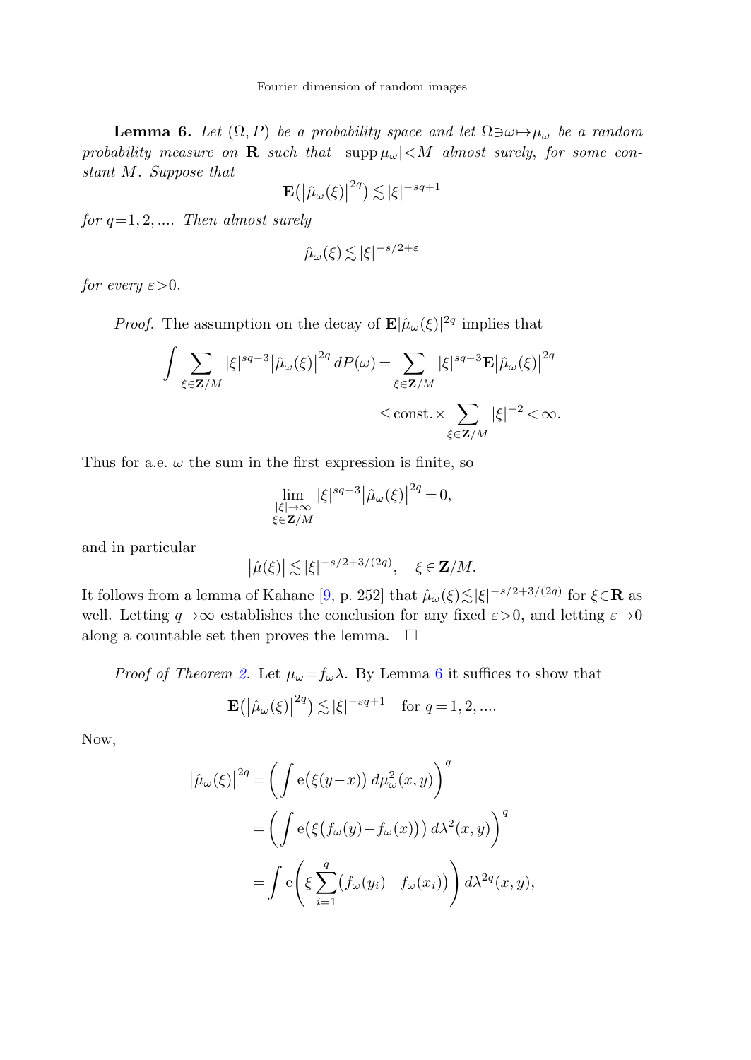**Lemma 6.** *Let $(\Omega, P)$ be a probability space and let $\Omega \ni \omega \mapsto \mu_\omega$ be a random probability measure on* $\mathbf{R}$ *such that* $|\operatorname{supp} \mu_\omega| < M$ *almost surely, for some constant* $M$*. Suppose that*

$$\mathbf{E}\big(\left|\hat{\mu}_\omega(\xi)\right|^{2q}\big) \lesssim |\xi|^{-sq+1}$$

*for* $q=1,2,\ldots$*. Then almost surely*

$$\hat{\mu}_\omega(\xi) \lesssim |\xi|^{-s/2+\varepsilon}$$

*for every* $\varepsilon>0$.

*Proof.* The assumption on the decay of $\mathbf{E}|\hat{\mu}_\omega(\xi)|^{2q}$ implies that

$$\int \sum_{\xi \in \mathbf{Z}/M} |\xi|^{sq-3} \left|\hat{\mu}_\omega(\xi)\right|^{2q} dP(\omega) = \sum_{\xi \in \mathbf{Z}/M} |\xi|^{sq-3} \mathbf{E}\left|\hat{\mu}_\omega(\xi)\right|^{2q}$$

$$\leq \text{const.} \times \sum_{\xi \in \mathbf{Z}/M} |\xi|^{-2} < \infty.$$

Thus for a.e. $\omega$ the sum in the first expression is finite, so

$$\lim_{\substack{|\xi| \to \infty \\ \xi \in \mathbf{Z}/M}} |\xi|^{sq-3} \left|\hat{\mu}_\omega(\xi)\right|^{2q} = 0,$$

and in particular

$$\left|\hat{\mu}(\xi)\right| \lesssim |\xi|^{-s/2+3/(2q)}, \quad \xi \in \mathbf{Z}/M.$$

It follows from a lemma of Kahane [9, p. 252] that $\hat{\mu}_\omega(\xi) \lesssim |\xi|^{-s/2+3/(2q)}$ for $\xi \in \mathbf{R}$ as well. Letting $q \to \infty$ establishes the conclusion for any fixed $\varepsilon>0$, and letting $\varepsilon \to 0$ along a countable set then proves the lemma. $\square$

*Proof of Theorem 2.* Let $\mu_\omega = f_\omega \lambda$. By Lemma 6 it suffices to show that

$$\mathbf{E}\big(\left|\hat{\mu}_\omega(\xi)\right|^{2q}\big) \lesssim |\xi|^{-sq+1} \quad \text{for } q=1,2,\ldots.$$

Now,

$$\begin{aligned}
\left|\hat{\mu}_\omega(\xi)\right|^{2q} &= \left( \int \mathrm{e}\big(\xi(y-x)\big)\, d\mu_\omega^2(x,y) \right)^q \\
&= \left( \int \mathrm{e}\big(\xi\big(f_\omega(y) - f_\omega(x)\big)\big)\, d\lambda^2(x,y) \right)^q \\
&= \int \mathrm{e}\left( \xi \sum_{i=1}^{q} \big(f_\omega(y_i) - f_\omega(x_i)\big) \right) d\lambda^{2q}(\bar{x}, \bar{y}),
\end{aligned}$$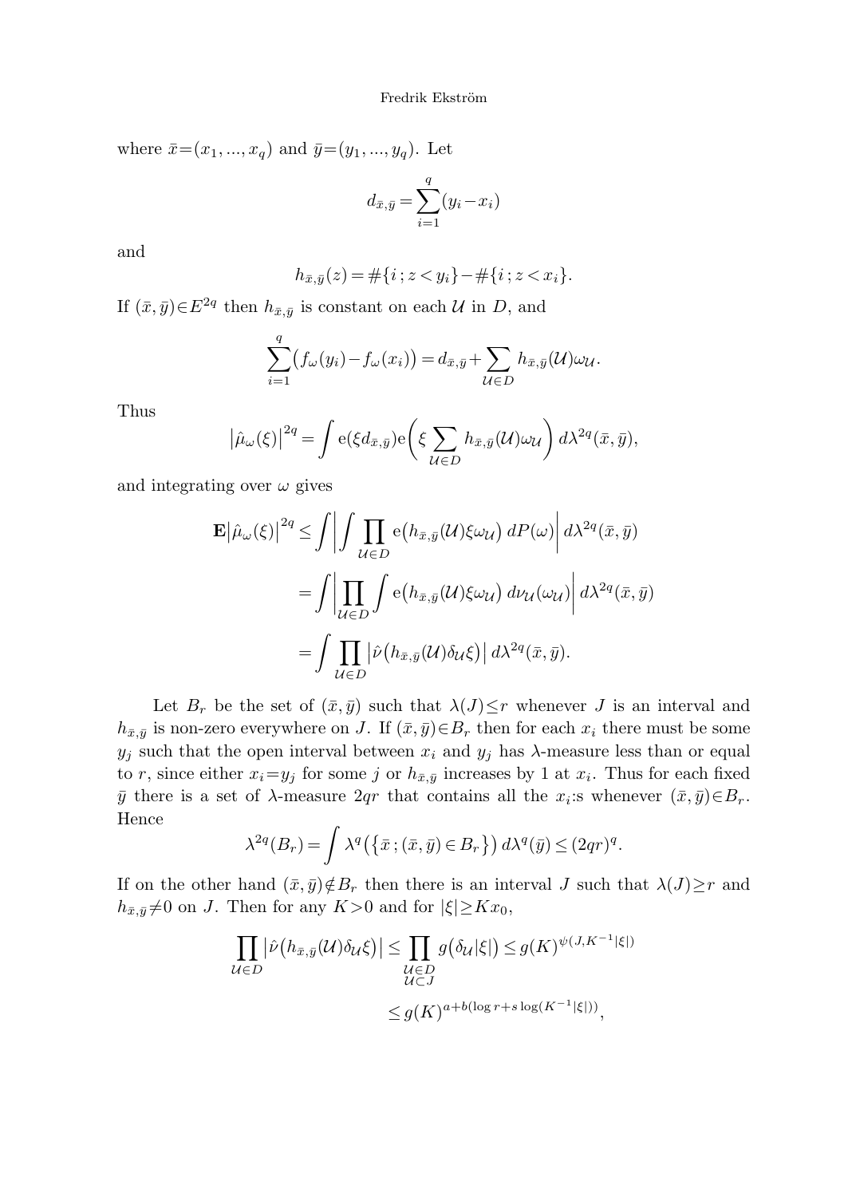where $\bar{x}=(x_1,...,x_q)$ and $\bar{y}=(y_1,...,y_q)$. Let

$$d_{\bar{x},\bar{y}}=\sum_{i=1}^{q}(y_i-x_i)$$

and

$$h_{\bar{x},\bar{y}}(z)=\#\{i\,;z<y_i\}-\#\{i\,;z<x_i\}.$$

If $(\bar{x},\bar{y})\in E^{2q}$ then $h_{\bar{x},\bar{y}}$ is constant on each $\mathcal{U}$ in $D$, and

$$\sum_{i=1}^{q}\big(f_\omega(y_i)-f_\omega(x_i)\big)=d_{\bar{x},\bar{y}}+\sum_{\mathcal{U}\in D}h_{\bar{x},\bar{y}}(\mathcal{U})\omega_{\mathcal{U}}.$$

Thus

$$\big|\hat{\mu}_\omega(\xi)\big|^{2q}=\int \mathrm{e}(\xi d_{\bar{x},\bar{y}})\mathrm{e}\bigg(\xi\sum_{\mathcal{U}\in D}h_{\bar{x},\bar{y}}(\mathcal{U})\omega_{\mathcal{U}}\bigg)\,d\lambda^{2q}(\bar{x},\bar{y}),$$

and integrating over $\omega$ gives

$$\begin{aligned}
\mathbf{E}\big|\hat{\mu}_\omega(\xi)\big|^{2q}&\le\int\bigg|\int\prod_{\mathcal{U}\in D}\mathrm{e}\big(h_{\bar{x},\bar{y}}(\mathcal{U})\xi\omega_{\mathcal{U}}\big)\,dP(\omega)\bigg|\,d\lambda^{2q}(\bar{x},\bar{y})\\
&=\int\bigg|\prod_{\mathcal{U}\in D}\int\mathrm{e}\big(h_{\bar{x},\bar{y}}(\mathcal{U})\xi\omega_{\mathcal{U}}\big)\,d\nu_{\mathcal{U}}(\omega_{\mathcal{U}})\bigg|\,d\lambda^{2q}(\bar{x},\bar{y})\\
&=\int\prod_{\mathcal{U}\in D}\big|\hat{\nu}\big(h_{\bar{x},\bar{y}}(\mathcal{U})\delta_{\mathcal{U}}\xi\big)\big|\,d\lambda^{2q}(\bar{x},\bar{y}).
\end{aligned}$$

Let $B_r$ be the set of $(\bar{x},\bar{y})$ such that $\lambda(J)\le r$ whenever $J$ is an interval and $h_{\bar{x},\bar{y}}$ is non-zero everywhere on $J$. If $(\bar{x},\bar{y})\in B_r$ then for each $x_i$ there must be some $y_j$ such that the open interval between $x_i$ and $y_j$ has $\lambda$-measure less than or equal to $r$, since either $x_i=y_j$ for some $j$ or $h_{\bar{x},\bar{y}}$ increases by 1 at $x_i$. Thus for each fixed $\bar{y}$ there is a set of $\lambda$-measure $2qr$ that contains all the $x_i$:s whenever $(\bar{x},\bar{y})\in B_r$. Hence

$$\lambda^{2q}(B_r)=\int\lambda^q\big(\big\{\bar{x}\,;(\bar{x},\bar{y})\in B_r\big\}\big)\,d\lambda^q(\bar{y})\le(2qr)^q.$$

If on the other hand $(\bar{x},\bar{y})\notin B_r$ then there is an interval $J$ such that $\lambda(J)\ge r$ and $h_{\bar{x},\bar{y}}\ne 0$ on $J$. Then for any $K>0$ and for $|\xi|\ge Kx_0$,

$$\begin{aligned}
\prod_{\mathcal{U}\in D}\big|\hat{\nu}\big(h_{\bar{x},\bar{y}}(\mathcal{U})\delta_{\mathcal{U}}\xi\big)\big|&\le\prod_{\substack{\mathcal{U}\in D\\ \mathcal{U}\subset J}}g\big(\delta_{\mathcal{U}}|\xi|\big)\le g(K)^{\psi(J,K^{-1}|\xi|)}\\
&\le g(K)^{a+b(\log r+s\log(K^{-1}|\xi|))},
\end{aligned}$$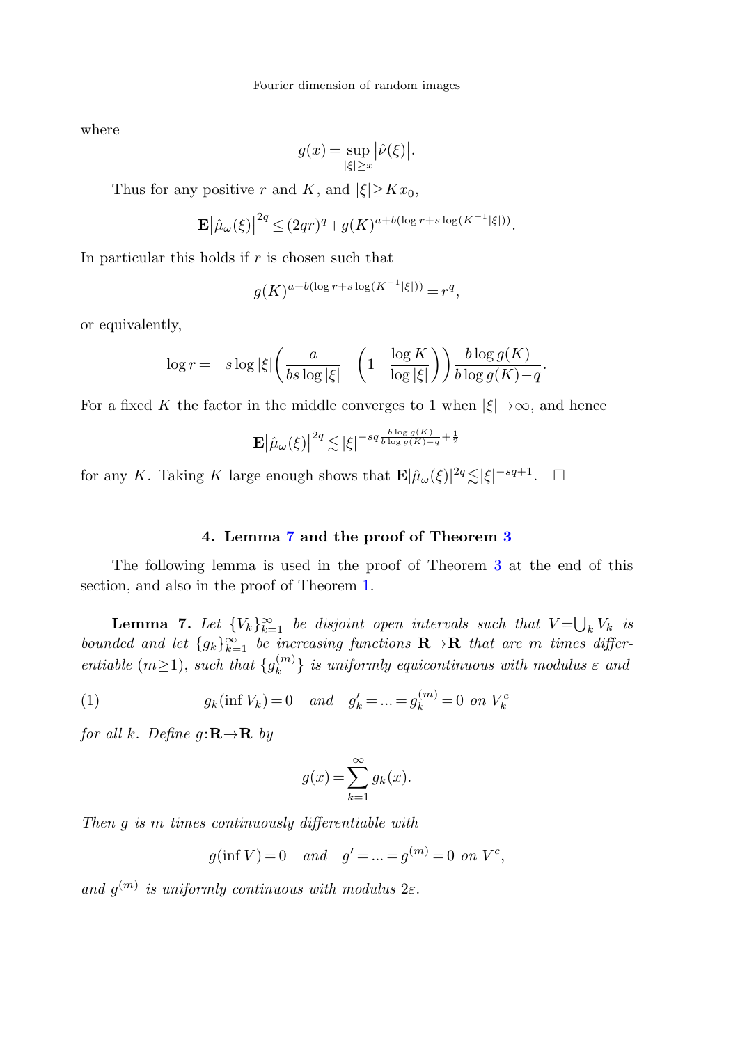where

$$g(x) = \sup_{|\xi| \geq x} \left|\hat{\nu}(\xi)\right|.$$

Thus for any positive $r$ and $K$, and $|\xi| \geq K x_0$,

$$\mathbf{E}\left|\hat{\mu}_\omega(\xi)\right|^{2q} \leq (2qr)^q + g(K)^{a+b(\log r + s\log(K^{-1}|\xi|))}.$$

In particular this holds if $r$ is chosen such that

$$g(K)^{a+b(\log r + s\log(K^{-1}|\xi|))} = r^q,$$

or equivalently,

$$\log r = -s\log|\xi| \left(\frac{a}{bs\log|\xi|} + \left(1 - \frac{\log K}{\log|\xi|}\right)\right) \frac{b\log g(K)}{b\log g(K) - q}.$$

For a fixed $K$ the factor in the middle converges to 1 when $|\xi| \to \infty$, and hence

$$\mathbf{E}\left|\hat{\mu}_\omega(\xi)\right|^{2q} \lesssim |\xi|^{-sq\frac{b\log g(K)}{b\log g(K)-q} + \frac{1}{2}}$$

for any $K$. Taking $K$ large enough shows that $\mathbf{E}|\hat{\mu}_\omega(\xi)|^{2q} \lesssim |\xi|^{-sq+1}$. $\square$

## 4. Lemma 7 and the proof of Theorem 3

The following lemma is used in the proof of Theorem 3 at the end of this section, and also in the proof of Theorem 1.

**Lemma 7.** *Let $\{V_k\}_{k=1}^\infty$ be disjoint open intervals such that $V = \bigcup_k V_k$ is bounded and let $\{g_k\}_{k=1}^\infty$ be increasing functions $\mathbf{R} \to \mathbf{R}$ that are $m$ times differentiable ($m \geq 1$), such that $\{g_k^{(m)}\}$ is uniformly equicontinuous with modulus $\varepsilon$ and*

$$g_k(\inf V_k) = 0 \quad \text{and} \quad g_k' = \ldots = g_k^{(m)} = 0 \text{ on } V_k^c \tag{1}$$

*for all $k$. Define $g: \mathbf{R} \to \mathbf{R}$ by*

$$g(x) = \sum_{k=1}^\infty g_k(x).$$

*Then $g$ is $m$ times continuously differentiable with*

$$g(\inf V) = 0 \quad \text{and} \quad g' = \ldots = g^{(m)} = 0 \text{ on } V^c,$$

*and $g^{(m)}$ is uniformly continuous with modulus $2\varepsilon$.*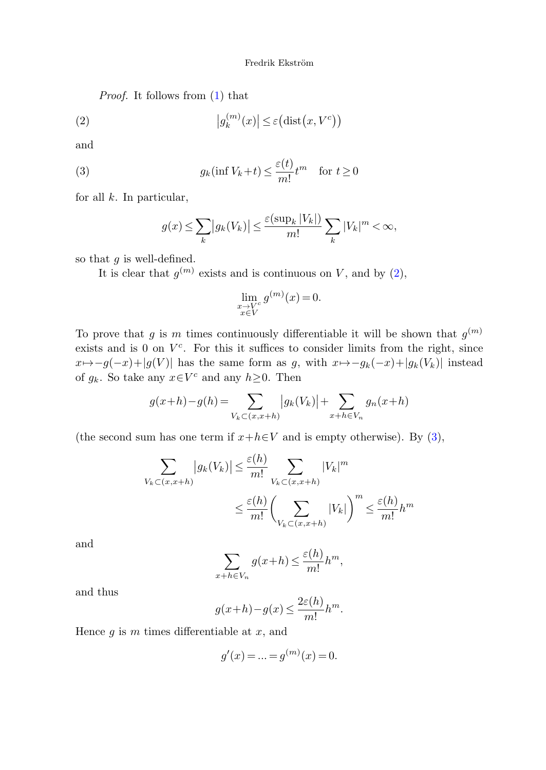*Proof.* It follows from (1) that

$$\left|g_k^{(m)}(x)\right| \le \varepsilon\big(\operatorname{dist}(x, V^c)\big) \tag{2}$$

and

$$g_k(\inf V_k + t) \le \frac{\varepsilon(t)}{m!} t^m \quad \text{for } t \ge 0 \tag{3}$$

for all $k$. In particular,

$$g(x) \le \sum_k \left|g_k(V_k)\right| \le \frac{\varepsilon(\sup_k |V_k|)}{m!} \sum_k |V_k|^m < \infty,$$

so that $g$ is well-defined.

It is clear that $g^{(m)}$ exists and is continuous on $V$, and by (2),

$$\lim_{\substack{x \to V^c \\ x \in V}} g^{(m)}(x) = 0.$$

To prove that $g$ is $m$ times continuously differentiable it will be shown that $g^{(m)}$ exists and is 0 on $V^c$. For this it suffices to consider limits from the right, since $x \mapsto -g(-x) + |g(V)|$ has the same form as $g$, with $x \mapsto -g_k(-x) + |g_k(V_k)|$ instead of $g_k$. So take any $x \in V^c$ and any $h \ge 0$. Then

$$g(x+h) - g(h) = \sum_{V_k \subset (x, x+h)} \left|g_k(V_k)\right| + \sum_{x+h \in V_n} g_n(x+h)$$

(the second sum has one term if $x+h \in V$ and is empty otherwise). By (3),

$$\begin{aligned}
\sum_{V_k \subset (x, x+h)} \left|g_k(V_k)\right| &\le \frac{\varepsilon(h)}{m!} \sum_{V_k \subset (x, x+h)} |V_k|^m \\
&\le \frac{\varepsilon(h)}{m!} \Bigg( \sum_{V_k \subset (x, x+h)} |V_k| \Bigg)^m \le \frac{\varepsilon(h)}{m!} h^m
\end{aligned}$$

and

$$\sum_{x+h \in V_n} g(x+h) \le \frac{\varepsilon(h)}{m!} h^m,$$

and thus

$$g(x+h) - g(x) \le \frac{2\varepsilon(h)}{m!} h^m.$$

Hence $g$ is $m$ times differentiable at $x$, and

$$g'(x) = \ldots = g^{(m)}(x) = 0.$$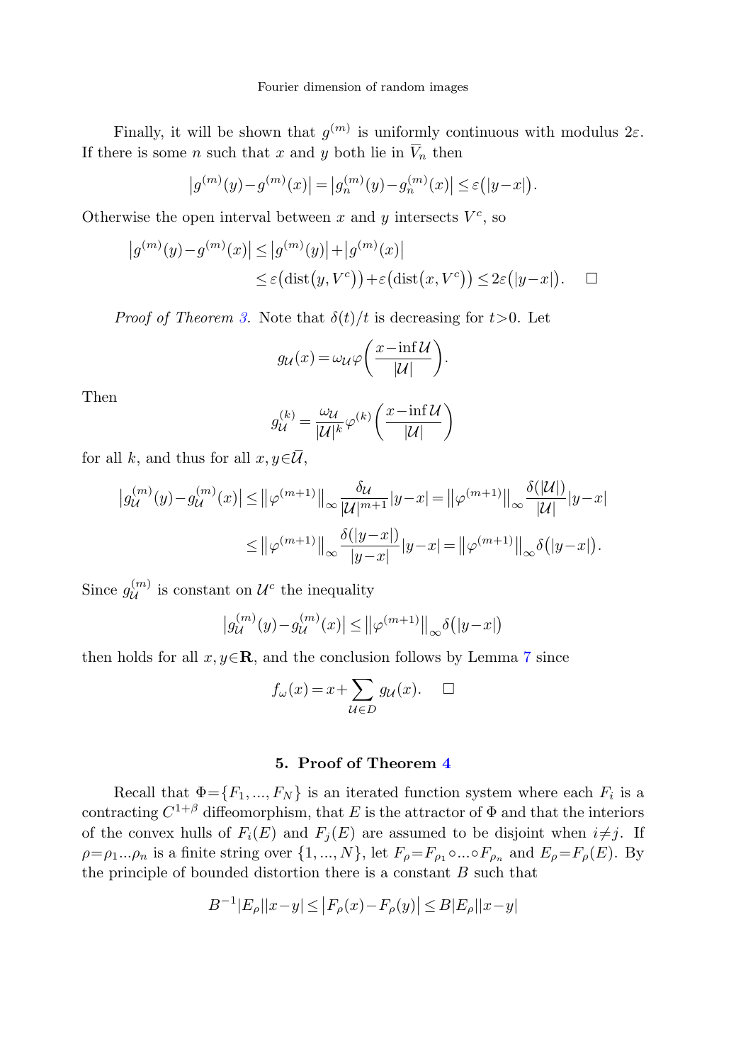Finally, it will be shown that $g^{(m)}$ is uniformly continuous with modulus $2\varepsilon$. If there is some $n$ such that $x$ and $y$ both lie in $\overline{V}_n$ then

$$\left|g^{(m)}(y)-g^{(m)}(x)\right| = \left|g_n^{(m)}(y)-g_n^{(m)}(x)\right| \le \varepsilon\big(|y-x|\big).$$

Otherwise the open interval between $x$ and $y$ intersects $V^c$, so

$$\begin{aligned}
\left|g^{(m)}(y)-g^{(m)}(x)\right| &\le \left|g^{(m)}(y)\right| + \left|g^{(m)}(x)\right| \\
&\le \varepsilon\big(\operatorname{dist}(y,V^c)\big) + \varepsilon\big(\operatorname{dist}(x,V^c)\big) \le 2\varepsilon\big(|y-x|\big). \quad \square
\end{aligned}$$

*Proof of Theorem 3.* Note that $\delta(t)/t$ is decreasing for $t>0$. Let

$$g_{\mathcal{U}}(x) = \omega_{\mathcal{U}} \varphi\left(\frac{x-\inf \mathcal{U}}{|\mathcal{U}|}\right).$$

Then

$$g_{\mathcal{U}}^{(k)} = \frac{\omega_{\mathcal{U}}}{|\mathcal{U}|^k} \varphi^{(k)}\left(\frac{x-\inf \mathcal{U}}{|\mathcal{U}|}\right)$$

for all $k$, and thus for all $x,y \in \overline{\mathcal{U}}$,

$$\begin{aligned}
\left|g_{\mathcal{U}}^{(m)}(y)-g_{\mathcal{U}}^{(m)}(x)\right| &\le \left\|\varphi^{(m+1)}\right\|_\infty \frac{\delta_{\mathcal{U}}}{|\mathcal{U}|^{m+1}}|y-x| = \left\|\varphi^{(m+1)}\right\|_\infty \frac{\delta(|\mathcal{U}|)}{|\mathcal{U}|}|y-x| \\
&\le \left\|\varphi^{(m+1)}\right\|_\infty \frac{\delta(|y-x|)}{|y-x|}|y-x| = \left\|\varphi^{(m+1)}\right\|_\infty \delta\big(|y-x|\big).
\end{aligned}$$

Since $g_{\mathcal{U}}^{(m)}$ is constant on $\mathcal{U}^c$ the inequality

$$\left|g_{\mathcal{U}}^{(m)}(y)-g_{\mathcal{U}}^{(m)}(x)\right| \le \left\|\varphi^{(m+1)}\right\|_\infty \delta\big(|y-x|\big)$$

then holds for all $x,y \in \mathbf{R}$, and the conclusion follows by Lemma 7 since

$$f_\omega(x) = x + \sum_{\mathcal{U}\in D} g_{\mathcal{U}}(x). \quad \square$$

## 5. Proof of Theorem 4

Recall that $\Phi=\{F_1,...,F_N\}$ is an iterated function system where each $F_i$ is a contracting $C^{1+\beta}$ diffeomorphism, that $E$ is the attractor of $\Phi$ and that the interiors of the convex hulls of $F_i(E)$ and $F_j(E)$ are assumed to be disjoint when $i \neq j$. If $\rho=\rho_1...\rho_n$ is a finite string over $\{1,...,N\}$, let $F_\rho = F_{\rho_1} \circ ... \circ F_{\rho_n}$ and $E_\rho = F_\rho(E)$. By the principle of bounded distortion there is a constant $B$ such that

$$B^{-1}|E_\rho||x-y| \le \left|F_\rho(x)-F_\rho(y)\right| \le B|E_\rho||x-y|$$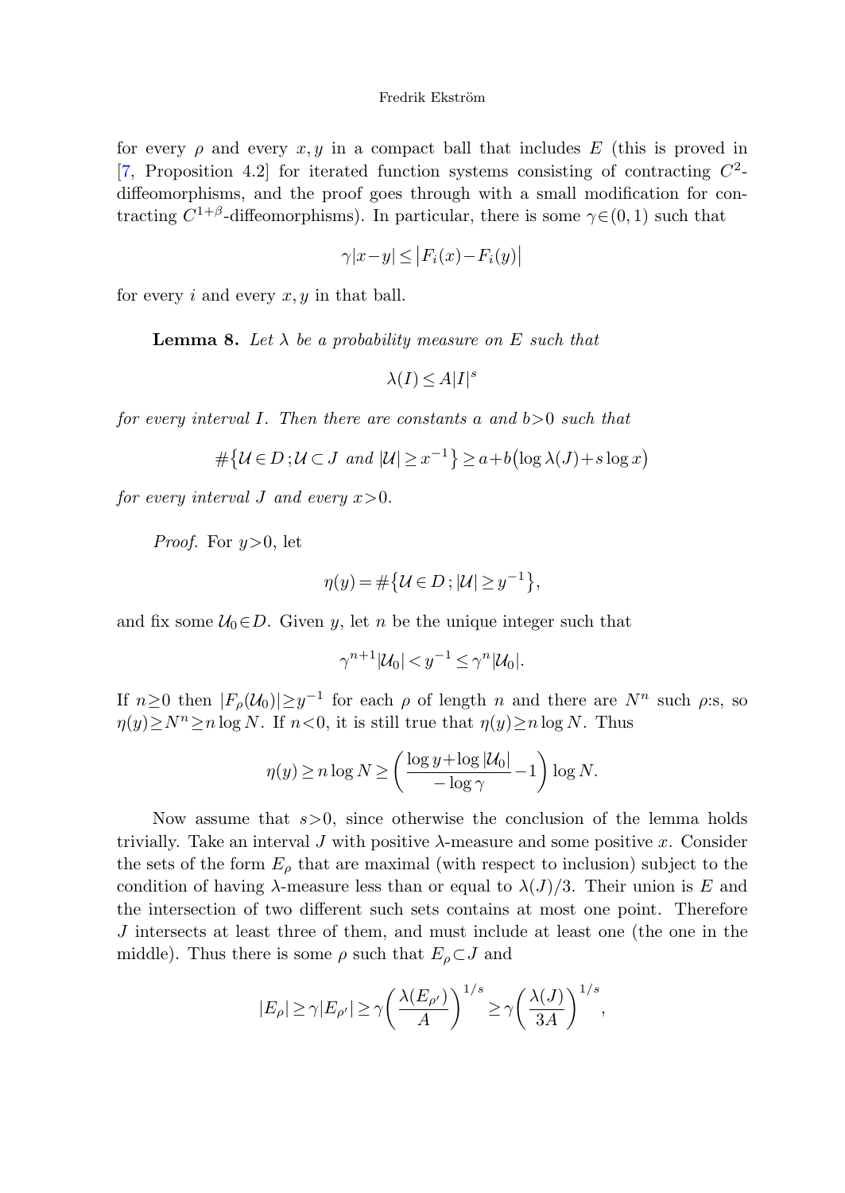for every $\rho$ and every $x, y$ in a compact ball that includes $E$ (this is proved in [7, Proposition 4.2] for iterated function systems consisting of contracting $C^2$-diffeomorphisms, and the proof goes through with a small modification for contracting $C^{1+\beta}$-diffeomorphisms). In particular, there is some $\gamma \in (0,1)$ such that

$$\gamma |x-y| \leq \left|F_i(x) - F_i(y)\right|$$

for every $i$ and every $x, y$ in that ball.

**Lemma 8.** *Let $\lambda$ be a probability measure on $E$ such that*

$$\lambda(I) \leq A|I|^s$$

*for every interval $I$. Then there are constants $a$ and $b > 0$ such that*

$$\#\left\{\mathcal{U} \in D\,; \mathcal{U} \subset J \text{ and } |\mathcal{U}| \geq x^{-1}\right\} \geq a + b\left(\log \lambda(J) + s \log x\right)$$

*for every interval $J$ and every $x > 0$.*

*Proof.* For $y > 0$, let

$$\eta(y) = \#\left\{\mathcal{U} \in D\,; |\mathcal{U}| \geq y^{-1}\right\},$$

and fix some $\mathcal{U}_0 \in D$. Given $y$, let $n$ be the unique integer such that

$$\gamma^{n+1}|\mathcal{U}_0| < y^{-1} \leq \gamma^n |\mathcal{U}_0|.$$

If $n \geq 0$ then $|F_\rho(\mathcal{U}_0)| \geq y^{-1}$ for each $\rho$ of length $n$ and there are $N^n$ such $\rho$:s, so $\eta(y) \geq N^n \geq n \log N$. If $n < 0$, it is still true that $\eta(y) \geq n \log N$. Thus

$$\eta(y) \geq n \log N \geq \left(\frac{\log y + \log |\mathcal{U}_0|}{-\log \gamma} - 1\right) \log N.$$

Now assume that $s > 0$, since otherwise the conclusion of the lemma holds trivially. Take an interval $J$ with positive $\lambda$-measure and some positive $x$. Consider the sets of the form $E_\rho$ that are maximal (with respect to inclusion) subject to the condition of having $\lambda$-measure less than or equal to $\lambda(J)/3$. Their union is $E$ and the intersection of two different such sets contains at most one point. Therefore $J$ intersects at least three of them, and must include at least one (the one in the middle). Thus there is some $\rho$ such that $E_\rho \subset J$ and

$$|E_\rho| \geq \gamma |E_{\rho'}| \geq \gamma \left(\frac{\lambda(E_{\rho'})}{A}\right)^{1/s} \geq \gamma \left(\frac{\lambda(J)}{3A}\right)^{1/s},$$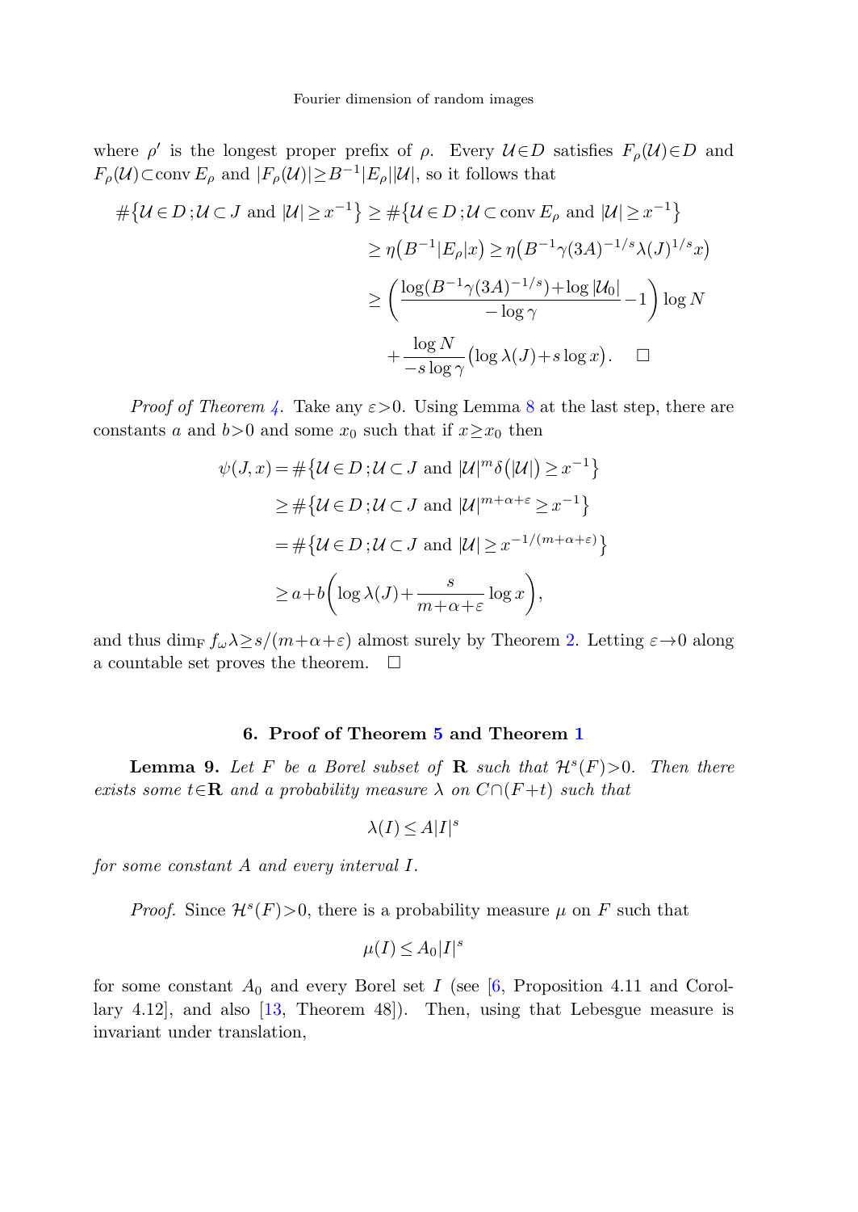where $\rho'$ is the longest proper prefix of $\rho$. Every $\mathcal{U}\in D$ satisfies $F_\rho(\mathcal{U})\in D$ and $F_\rho(\mathcal{U})\subset \operatorname{conv} E_\rho$ and $|F_\rho(\mathcal{U})|\geq B^{-1}|E_\rho||\mathcal{U}|$, so it follows that

$$
\begin{aligned}
\#\{\mathcal{U}\in D\,;\mathcal{U}\subset J \text{ and } |\mathcal{U}|\geq x^{-1}\} &\geq \#\{\mathcal{U}\in D\,;\mathcal{U}\subset \operatorname{conv} E_\rho \text{ and } |\mathcal{U}|\geq x^{-1}\}\\
&\geq \eta\big(B^{-1}|E_\rho|x\big)\geq \eta\big(B^{-1}\gamma(3A)^{-1/s}\lambda(J)^{1/s}x\big)\\
&\geq \left(\frac{\log(B^{-1}\gamma(3A)^{-1/s})+\log|\mathcal{U}_0|}{-\log\gamma}-1\right)\log N\\
&\quad+\frac{\log N}{-s\log\gamma}\big(\log\lambda(J)+s\log x\big). \qquad \square
\end{aligned}
$$

*Proof of Theorem 4.* Take any $\varepsilon>0$. Using Lemma 8 at the last step, there are constants $a$ and $b>0$ and some $x_0$ such that if $x\geq x_0$ then

$$
\begin{aligned}
\psi(J,x) &= \#\{\mathcal{U}\in D\,;\mathcal{U}\subset J \text{ and } |\mathcal{U}|^m\delta(|\mathcal{U}|)\geq x^{-1}\}\\
&\geq \#\{\mathcal{U}\in D\,;\mathcal{U}\subset J \text{ and } |\mathcal{U}|^{m+\alpha+\varepsilon}\geq x^{-1}\}\\
&= \#\{\mathcal{U}\in D\,;\mathcal{U}\subset J \text{ and } |\mathcal{U}|\geq x^{-1/(m+\alpha+\varepsilon)}\}\\
&\geq a+b\left(\log\lambda(J)+\frac{s}{m+\alpha+\varepsilon}\log x\right),
\end{aligned}
$$

and thus $\dim_{\mathrm{F}} f_\omega\lambda\geq s/(m+\alpha+\varepsilon)$ almost surely by Theorem 2. Letting $\varepsilon\to 0$ along a countable set proves the theorem. $\square$

## 6. Proof of Theorem 5 and Theorem 1

**Lemma 9.** *Let $F$ be a Borel subset of $\mathbf{R}$ such that $\mathcal{H}^s(F)>0$. Then there exists some $t\in\mathbf{R}$ and a probability measure $\lambda$ on $C\cap(F+t)$ such that*

$$\lambda(I)\leq A|I|^s$$

*for some constant $A$ and every interval $I$.*

*Proof.* Since $\mathcal{H}^s(F)>0$, there is a probability measure $\mu$ on $F$ such that

$$\mu(I)\leq A_0|I|^s$$

for some constant $A_0$ and every Borel set $I$ (see [6, Proposition 4.11 and Corollary 4.12], and also [13, Theorem 48]). Then, using that Lebesgue measure is invariant under translation,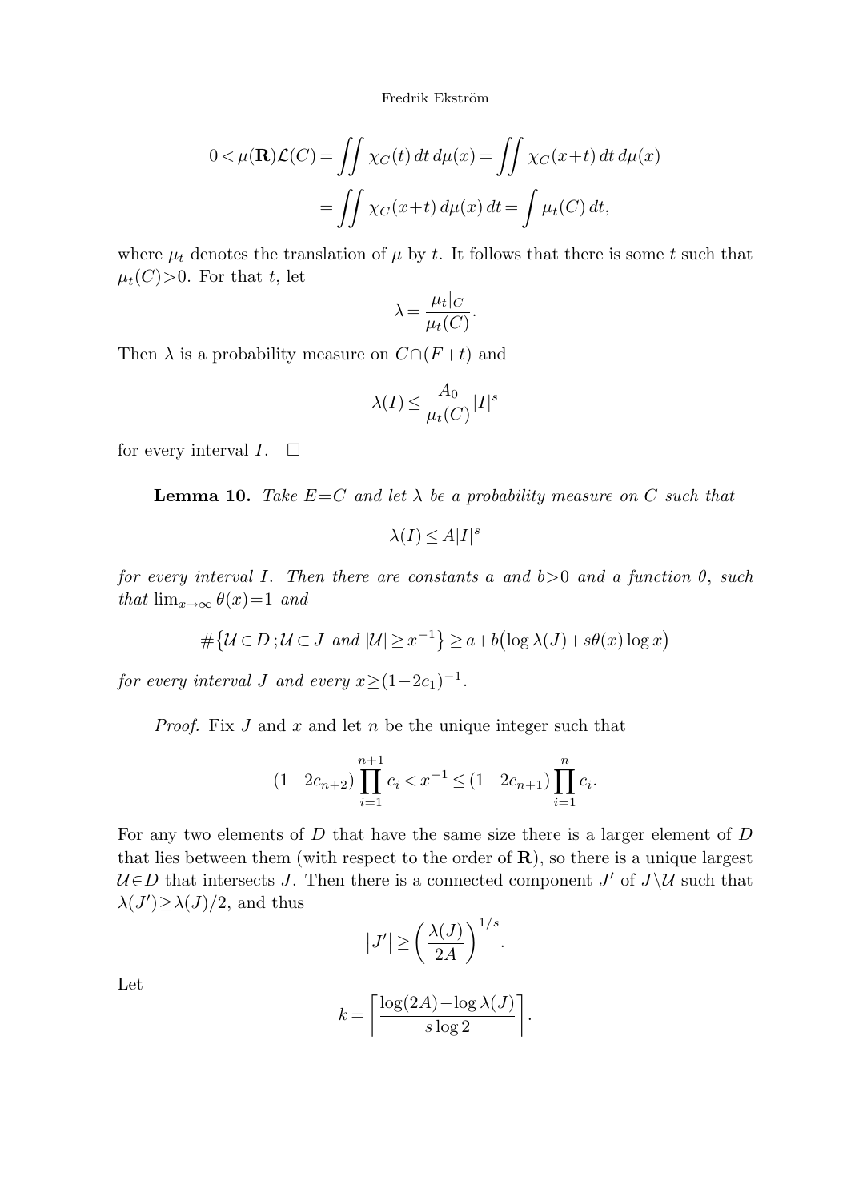$$0 < \mu(\mathbf{R})\mathcal{L}(C) = \iint \chi_C(t)\, dt\, d\mu(x) = \iint \chi_C(x+t)\, dt\, d\mu(x)$$
$$= \iint \chi_C(x+t)\, d\mu(x)\, dt = \int \mu_t(C)\, dt,$$

where $\mu_t$ denotes the translation of $\mu$ by $t$. It follows that there is some $t$ such that $\mu_t(C) > 0$. For that $t$, let

$$\lambda = \frac{\mu_t|_C}{\mu_t(C)}.$$

Then $\lambda$ is a probability measure on $C \cap (F+t)$ and

$$\lambda(I) \leq \frac{A_0}{\mu_t(C)} |I|^s$$

for every interval $I$. $\square$

**Lemma 10.** *Take $E = C$ and let $\lambda$ be a probability measure on $C$ such that*

$$\lambda(I) \leq A|I|^s$$

*for every interval $I$. Then there are constants $a$ and $b > 0$ and a function $\theta$, such that $\lim_{x\to\infty} \theta(x) = 1$ and*

$$\#\{\mathcal{U} \in D\,; \mathcal{U} \subset J \text{ and } |\mathcal{U}| \geq x^{-1}\} \geq a + b\big(\log \lambda(J) + s\theta(x)\log x\big)$$

*for every interval $J$ and every $x \geq (1-2c_1)^{-1}$.*

*Proof.* Fix $J$ and $x$ and let $n$ be the unique integer such that

$$(1-2c_{n+2}) \prod_{i=1}^{n+1} c_i < x^{-1} \leq (1-2c_{n+1}) \prod_{i=1}^{n} c_i.$$

For any two elements of $D$ that have the same size there is a larger element of $D$ that lies between them (with respect to the order of $\mathbf{R}$), so there is a unique largest $\mathcal{U} \in D$ that intersects $J$. Then there is a connected component $J'$ of $J \setminus \mathcal{U}$ such that $\lambda(J') \geq \lambda(J)/2$, and thus

$$|J'| \geq \left(\frac{\lambda(J)}{2A}\right)^{1/s}.$$

Let

$$k = \left\lceil \frac{\log(2A) - \log \lambda(J)}{s \log 2} \right\rceil.$$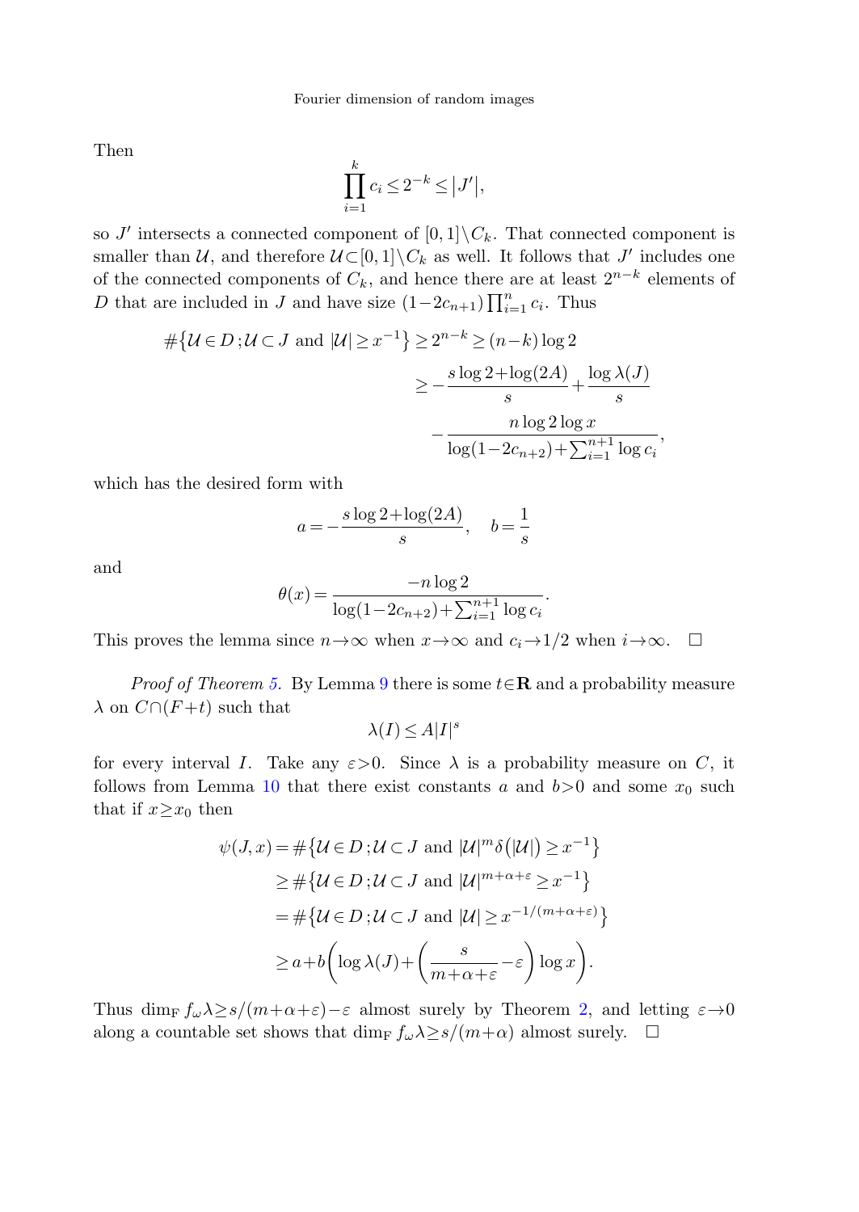Then

$$\prod_{i=1}^{k} c_i \leq 2^{-k} \leq |J'|,$$

so $J'$ intersects a connected component of $[0,1]\setminus C_k$. That connected component is smaller than $\mathcal{U}$, and therefore $\mathcal{U}\subset[0,1]\setminus C_k$ as well. It follows that $J'$ includes one of the connected components of $C_k$, and hence there are at least $2^{n-k}$ elements of $D$ that are included in $J$ and have size $(1-2c_{n+1})\prod_{i=1}^{n} c_i$. Thus

$$\begin{aligned}
\#\{\mathcal{U}\in D\,;\mathcal{U}\subset J \text{ and } |\mathcal{U}|\geq x^{-1}\} &\geq 2^{n-k} \geq (n-k)\log 2 \\
&\geq -\frac{s\log 2+\log(2A)}{s}+\frac{\log\lambda(J)}{s} \\
&\quad -\frac{n\log 2\log x}{\log(1-2c_{n+2})+\sum_{i=1}^{n+1}\log c_i},
\end{aligned}$$

which has the desired form with

$$a=-\frac{s\log 2+\log(2A)}{s}, \quad b=\frac{1}{s}$$

and

$$\theta(x)=\frac{-n\log 2}{\log(1-2c_{n+2})+\sum_{i=1}^{n+1}\log c_i}.$$

This proves the lemma since $n\to\infty$ when $x\to\infty$ and $c_i\to 1/2$ when $i\to\infty$. $\square$

*Proof of Theorem 5.* By Lemma 9 there is some $t\in\mathbf{R}$ and a probability measure $\lambda$ on $C\cap(F+t)$ such that

$$\lambda(I)\leq A|I|^s$$

for every interval $I$. Take any $\varepsilon>0$. Since $\lambda$ is a probability measure on $C$, it follows from Lemma 10 that there exist constants $a$ and $b>0$ and some $x_0$ such that if $x\geq x_0$ then

$$\begin{aligned}
\psi(J,x) &= \#\{\mathcal{U}\in D\,;\mathcal{U}\subset J \text{ and } |\mathcal{U}|^m\delta(|\mathcal{U}|)\geq x^{-1}\} \\
&\geq \#\{\mathcal{U}\in D\,;\mathcal{U}\subset J \text{ and } |\mathcal{U}|^{m+\alpha+\varepsilon}\geq x^{-1}\} \\
&= \#\{\mathcal{U}\in D\,;\mathcal{U}\subset J \text{ and } |\mathcal{U}|\geq x^{-1/(m+\alpha+\varepsilon)}\} \\
&\geq a+b\left(\log\lambda(J)+\left(\frac{s}{m+\alpha+\varepsilon}-\varepsilon\right)\log x\right).
\end{aligned}$$

Thus $\dim_{\mathrm{F}} f_\omega\lambda\geq s/(m+\alpha+\varepsilon)-\varepsilon$ almost surely by Theorem 2, and letting $\varepsilon\to 0$ along a countable set shows that $\dim_{\mathrm{F}} f_\omega\lambda\geq s/(m+\alpha)$ almost surely. $\square$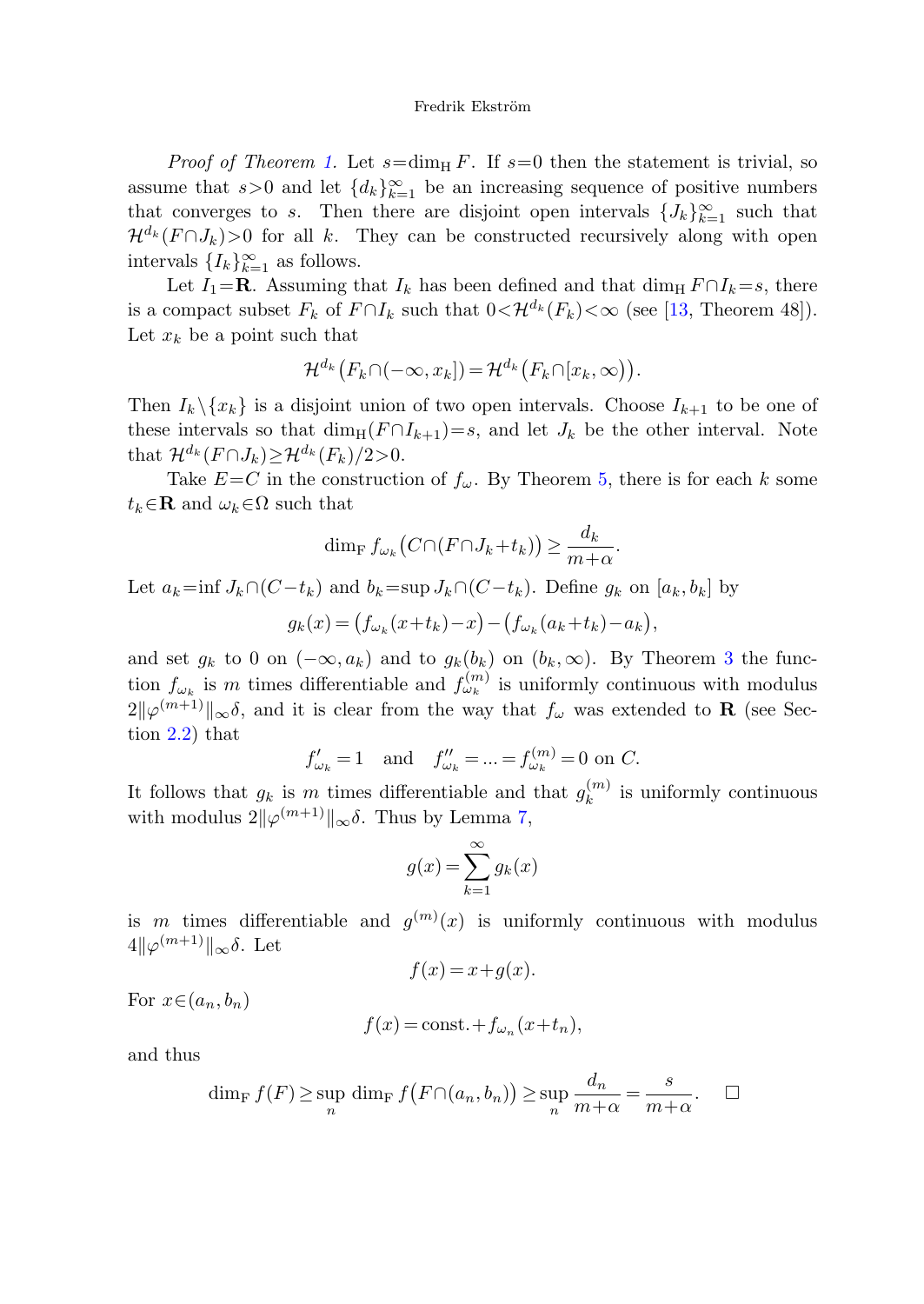*Proof of Theorem 1.* Let $s=\dim_{\mathrm{H}} F$. If $s=0$ then the statement is trivial, so assume that $s>0$ and let $\{d_k\}_{k=1}^{\infty}$ be an increasing sequence of positive numbers that converges to $s$. Then there are disjoint open intervals $\{J_k\}_{k=1}^{\infty}$ such that $\mathcal{H}^{d_k}(F\cap J_k)>0$ for all $k$. They can be constructed recursively along with open intervals $\{I_k\}_{k=1}^{\infty}$ as follows.

Let $I_1=\mathbf{R}$. Assuming that $I_k$ has been defined and that $\dim_{\mathrm{H}} F\cap I_k=s$, there is a compact subset $F_k$ of $F\cap I_k$ such that $0<\mathcal{H}^{d_k}(F_k)<\infty$ (see [13, Theorem 48]). Let $x_k$ be a point such that

$$\mathcal{H}^{d_k}\big(F_k\cap(-\infty,x_k]\big)=\mathcal{H}^{d_k}\big(F_k\cap[x_k,\infty)\big).$$

Then $I_k\setminus\{x_k\}$ is a disjoint union of two open intervals. Choose $I_{k+1}$ to be one of these intervals so that $\dim_{\mathrm{H}}(F\cap I_{k+1})=s$, and let $J_k$ be the other interval. Note that $\mathcal{H}^{d_k}(F\cap J_k)\geq\mathcal{H}^{d_k}(F_k)/2>0$.

Take $E=C$ in the construction of $f_\omega$. By Theorem 5, there is for each $k$ some $t_k\in\mathbf{R}$ and $\omega_k\in\Omega$ such that

$$\dim_{\mathrm{F}} f_{\omega_k}\big(C\cap(F\cap J_k+t_k)\big)\geq\frac{d_k}{m+\alpha}.$$

Let $a_k=\inf J_k\cap(C-t_k)$ and $b_k=\sup J_k\cap(C-t_k)$. Define $g_k$ on $[a_k,b_k]$ by

$$g_k(x)=\big(f_{\omega_k}(x+t_k)-x\big)-\big(f_{\omega_k}(a_k+t_k)-a_k\big),$$

and set $g_k$ to 0 on $(-\infty,a_k)$ and to $g_k(b_k)$ on $(b_k,\infty)$. By Theorem 3 the function $f_{\omega_k}$ is $m$ times differentiable and $f_{\omega_k}^{(m)}$ is uniformly continuous with modulus $2\|\varphi^{(m+1)}\|_\infty\delta$, and it is clear from the way that $f_\omega$ was extended to $\mathbf{R}$ (see Section 2.2) that

$$f'_{\omega_k}=1 \quad\text{and}\quad f''_{\omega_k}=\ldots=f_{\omega_k}^{(m)}=0 \text{ on } C.$$

It follows that $g_k$ is $m$ times differentiable and that $g_k^{(m)}$ is uniformly continuous with modulus $2\|\varphi^{(m+1)}\|_\infty\delta$. Thus by Lemma 7,

$$g(x)=\sum_{k=1}^{\infty}g_k(x)$$

is $m$ times differentiable and $g^{(m)}(x)$ is uniformly continuous with modulus $4\|\varphi^{(m+1)}\|_\infty\delta$. Let

$$f(x)=x+g(x).$$

For $x\in(a_n,b_n)$

$$f(x)=\text{const.}+f_{\omega_n}(x+t_n),$$

and thus

$$\dim_{\mathrm{F}} f(F)\geq\sup_n\dim_{\mathrm{F}} f\big(F\cap(a_n,b_n)\big)\geq\sup_n\frac{d_n}{m+\alpha}=\frac{s}{m+\alpha}. \quad\square$$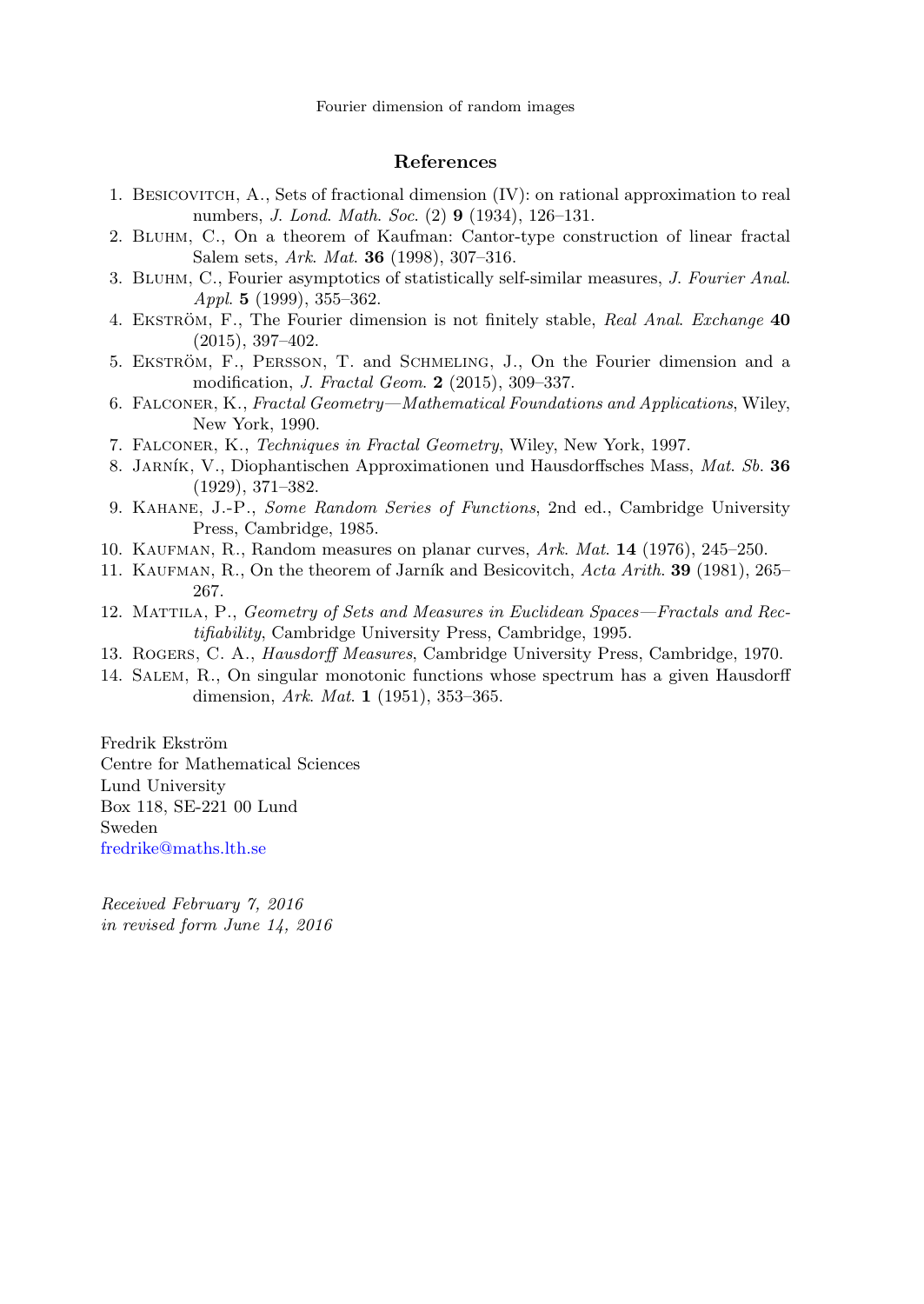## References

1. Besicovitch, A., Sets of fractional dimension (IV): on rational approximation to real numbers, *J. Lond. Math. Soc.* (2) **9** (1934), 126–131.
2. Bluhm, C., On a theorem of Kaufman: Cantor-type construction of linear fractal Salem sets, *Ark. Mat.* **36** (1998), 307–316.
3. Bluhm, C., Fourier asymptotics of statistically self-similar measures, *J. Fourier Anal. Appl.* **5** (1999), 355–362.
4. Ekström, F., The Fourier dimension is not finitely stable, *Real Anal. Exchange* **40** (2015), 397–402.
5. Ekström, F., Persson, T. and Schmeling, J., On the Fourier dimension and a modification, *J. Fractal Geom.* **2** (2015), 309–337.
6. Falconer, K., *Fractal Geometry—Mathematical Foundations and Applications*, Wiley, New York, 1990.
7. Falconer, K., *Techniques in Fractal Geometry*, Wiley, New York, 1997.
8. Jarník, V., Diophantischen Approximationen und Hausdorffsches Mass, *Mat. Sb.* **36** (1929), 371–382.
9. Kahane, J.-P., *Some Random Series of Functions*, 2nd ed., Cambridge University Press, Cambridge, 1985.
10. Kaufman, R., Random measures on planar curves, *Ark. Mat.* **14** (1976), 245–250.
11. Kaufman, R., On the theorem of Jarník and Besicovitch, *Acta Arith.* **39** (1981), 265–267.
12. Mattila, P., *Geometry of Sets and Measures in Euclidean Spaces—Fractals and Rectifiability*, Cambridge University Press, Cambridge, 1995.
13. Rogers, C. A., *Hausdorff Measures*, Cambridge University Press, Cambridge, 1970.
14. Salem, R., On singular monotonic functions whose spectrum has a given Hausdorff dimension, *Ark. Mat.* **1** (1951), 353–365.

Fredrik Ekström
Centre for Mathematical Sciences
Lund University
Box 118, SE-221 00 Lund
Sweden
fredrike@maths.lth.se

*Received February 7, 2016*
*in revised form June 14, 2016*